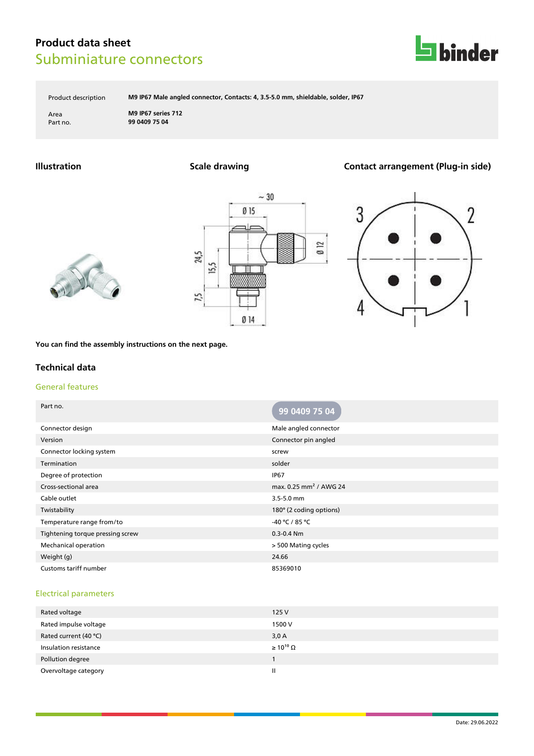# Product data sheet

## Subminiature connectors

| | |
|---|---|
| Product description | **M9 IP67 Male angled connector, Contacts: 4, 3.5-5.0 mm, shieldable, solder, IP67** |
| Area | **M9 IP67 series 712** |
| Part no. | **99 0409 75 04** |

### Illustration

### Scale drawing

### Contact arrangement (Plug-in side)

**You can find the assembly instructions on the next page.**

## Technical data

### General features

| Part no. | 99 0409 75 04 |
|---|---|
| Connector design | Male angled connector |
| Version | Connector pin angled |
| Connector locking system | screw |
| Termination | solder |
| Degree of protection | IP67 |
| Cross-sectional area | max. 0.25 mm² / AWG 24 |
| Cable outlet | 3.5-5.0 mm |
| Twistability | 180° (2 coding options) |
| Temperature range from/to | -40 °C / 85 °C |
| Tightening torque pressing screw | 0.3-0.4 Nm |
| Mechanical operation | > 500 Mating cycles |
| Weight (g) | 24.66 |
| Customs tariff number | 85369010 |

### Electrical parameters

| | |
|---|---|
| Rated voltage | 125 V |
| Rated impulse voltage | 1500 V |
| Rated current (40 °C) | 3,0 A |
| Insulation resistance | ≥ $10^{10}$ Ω |
| Pollution degree | 1 |
| Overvoltage category | II |

Date: 29.06.2022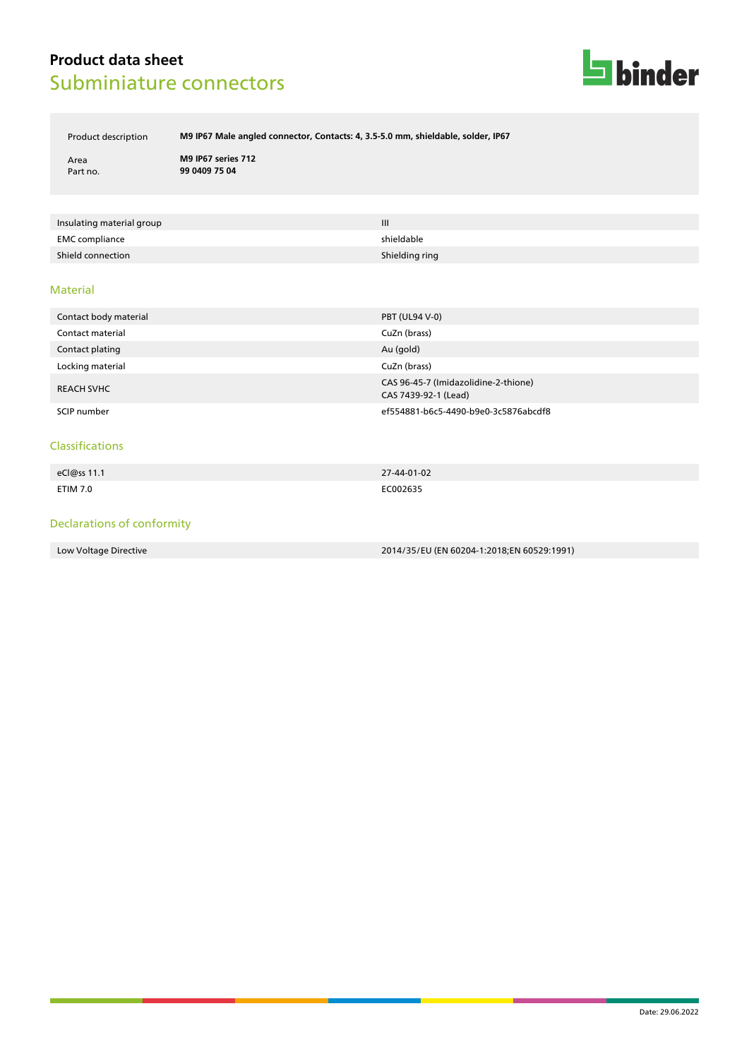# Product data sheet
## Subminiature connectors

| | |
|---|---|
| Product description | **M9 IP67 Male angled connector, Contacts: 4, 3.5-5.0 mm, shieldable, solder, IP67** |
| Area | **M9 IP67 series 712** |
| Part no. | **99 0409 75 04** |

| | |
|---|---|
| Insulating material group | III |
| EMC compliance | shieldable |
| Shield connection | Shielding ring |

### Material

| | |
|---|---|
| Contact body material | PBT (UL94 V-0) |
| Contact material | CuZn (brass) |
| Contact plating | Au (gold) |
| Locking material | CuZn (brass) |
| REACH SVHC | CAS 96-45-7 (Imidazolidine-2-thione)<br>CAS 7439-92-1 (Lead) |
| SCIP number | ef554881-b6c5-4490-b9e0-3c5876abcdf8 |

### Classifications

| | |
|---|---|
| eCl@ss 11.1 | 27-44-01-02 |
| ETIM 7.0 | EC002635 |

### Declarations of conformity

| | |
|---|---|
| Low Voltage Directive | 2014/35/EU (EN 60204-1:2018;EN 60529:1991) |

Date: 29.06.2022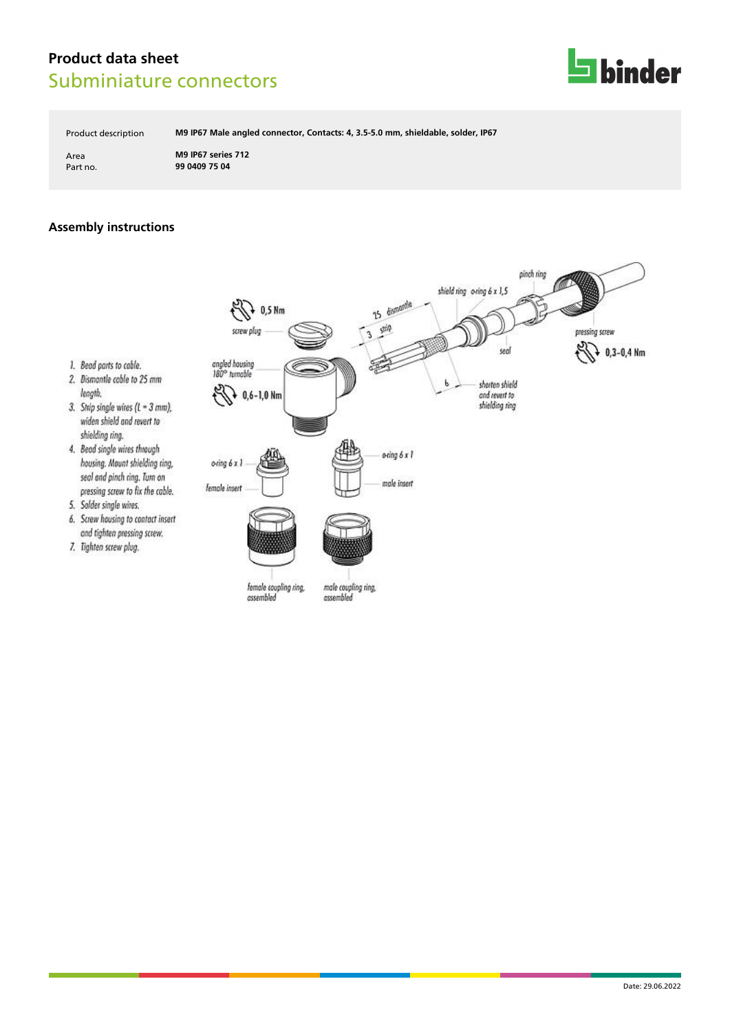# Product data sheet
## Subminiature connectors

| | |
|---|---|
| Product description | **M9 IP67 Male angled connector, Contacts: 4, 3.5-5.0 mm, shieldable, solder, IP67** |
| Area | **M9 IP67 series 712** |
| Part no. | **99 0409 75 04** |

### Assembly instructions

1. Bead parts to cable.
2. Dismantle cable to 25 mm length.
3. Strip single wires (L = 3 mm), widen shield and revert to shielding ring.
4. Bead single wires through housing. Mount shielding ring, seal and pinch ring. Turn on pressing screw to fix the cable.
5. Solder single wires.
6. Screw housing to contact insert and tighten pressing screw.
7. Tighten screw plug.

screw plug: 0,5 Nm

angled housing 180° turnable: 0,6-1,0 Nm

pressing screw: 0,3-0,4 Nm

25 dismantle, 3 strip, 6 shorten shield and revert to shielding ring

shield ring, o-ring 6 x 1,5, pinch ring, seal

o-ring 6 x 1, female insert

o-ring 6 x 1, male insert

female coupling ring, assembled

male coupling ring, assembled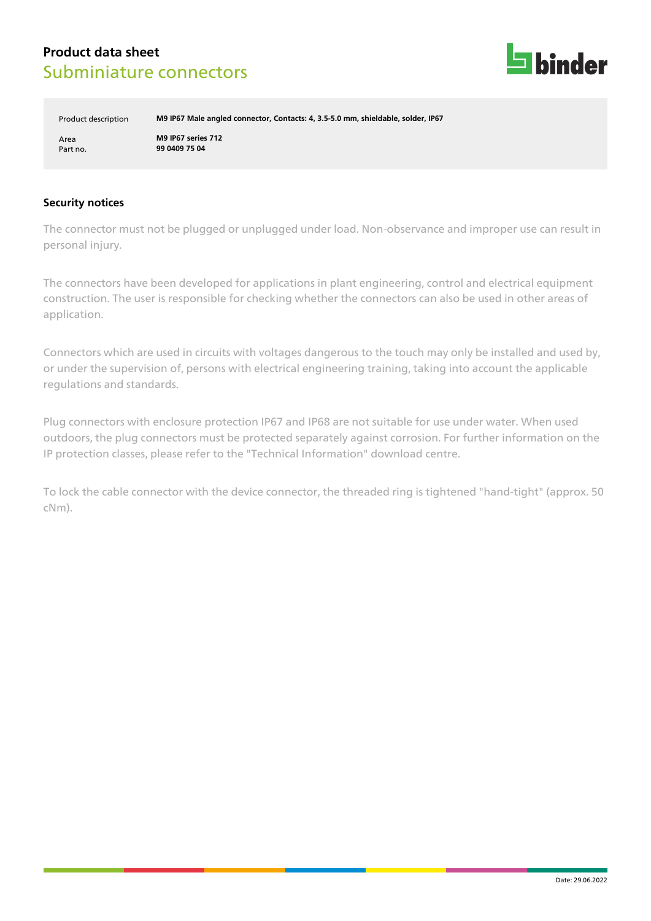| | |
|---|---|
| Product description | **M9 IP67 Male angled connector, Contacts: 4, 3.5-5.0 mm, shieldable, solder, IP67** |
| Area | **M9 IP67 series 712** |
| Part no. | **99 0409 75 04** |

### Security notices

The connector must not be plugged or unplugged under load. Non-observance and improper use can result in personal injury.

The connectors have been developed for applications in plant engineering, control and electrical equipment construction. The user is responsible for checking whether the connectors can also be used in other areas of application.

Connectors which are used in circuits with voltages dangerous to the touch may only be installed and used by, or under the supervision of, persons with electrical engineering training, taking into account the applicable regulations and standards.

Plug connectors with enclosure protection IP67 and IP68 are not suitable for use under water. When used outdoors, the plug connectors must be protected separately against corrosion. For further information on the IP protection classes, please refer to the "Technical Information" download centre.

To lock the cable connector with the device connector, the threaded ring is tightened "hand-tight" (approx. 50 cNm).